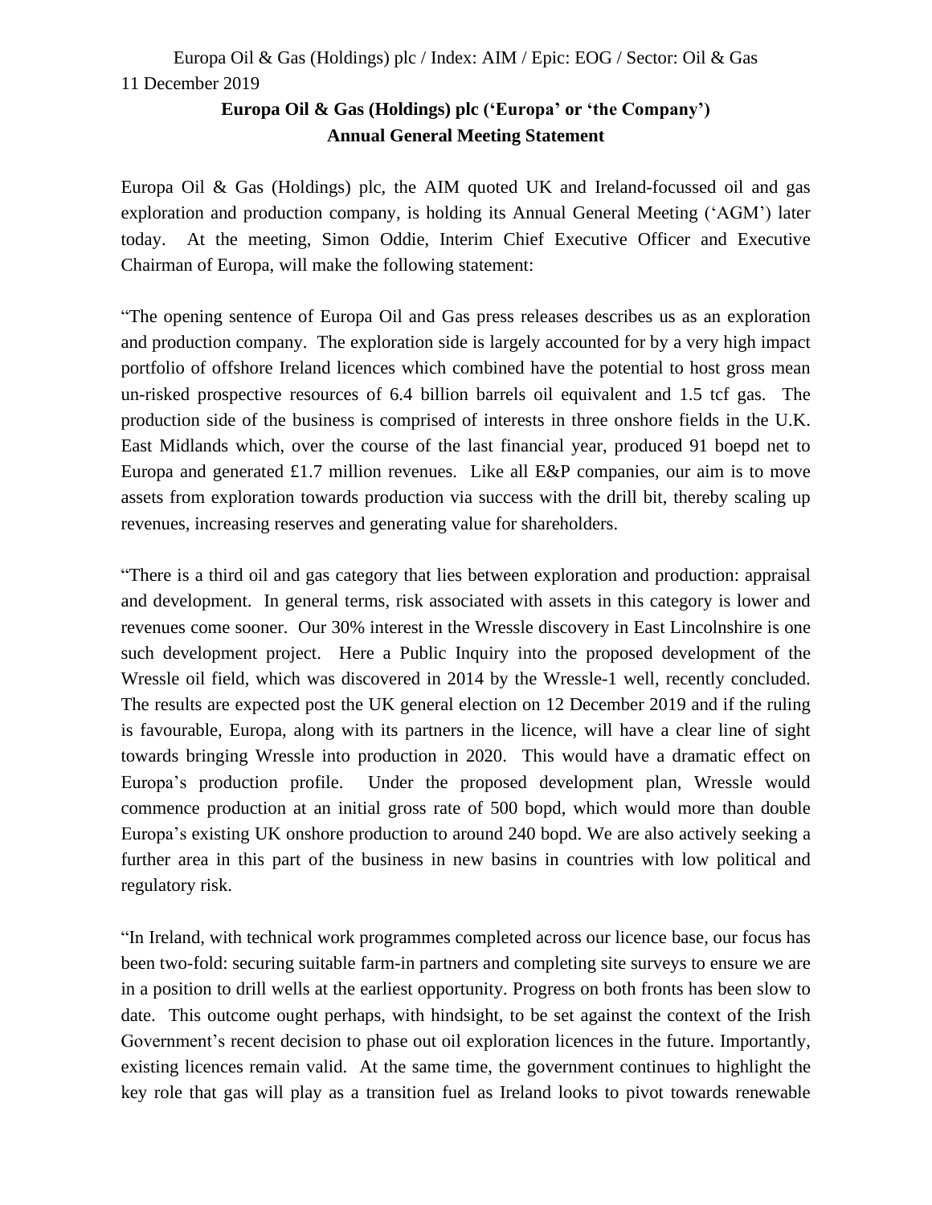Europa Oil & Gas (Holdings) plc / Index: AIM / Epic: EOG / Sector: Oil & Gas

11 December 2019

**Europa Oil & Gas (Holdings) plc ('Europa' or 'the Company')**

**Annual General Meeting Statement**

Europa Oil & Gas (Holdings) plc, the AIM quoted UK and Ireland-focussed oil and gas exploration and production company, is holding its Annual General Meeting ('AGM') later today. At the meeting, Simon Oddie, Interim Chief Executive Officer and Executive Chairman of Europa, will make the following statement:

"The opening sentence of Europa Oil and Gas press releases describes us as an exploration and production company. The exploration side is largely accounted for by a very high impact portfolio of offshore Ireland licences which combined have the potential to host gross mean un-risked prospective resources of 6.4 billion barrels oil equivalent and 1.5 tcf gas. The production side of the business is comprised of interests in three onshore fields in the U.K. East Midlands which, over the course of the last financial year, produced 91 boepd net to Europa and generated £1.7 million revenues. Like all E&P companies, our aim is to move assets from exploration towards production via success with the drill bit, thereby scaling up revenues, increasing reserves and generating value for shareholders.

"There is a third oil and gas category that lies between exploration and production: appraisal and development. In general terms, risk associated with assets in this category is lower and revenues come sooner. Our 30% interest in the Wressle discovery in East Lincolnshire is one such development project. Here a Public Inquiry into the proposed development of the Wressle oil field, which was discovered in 2014 by the Wressle-1 well, recently concluded. The results are expected post the UK general election on 12 December 2019 and if the ruling is favourable, Europa, along with its partners in the licence, will have a clear line of sight towards bringing Wressle into production in 2020. This would have a dramatic effect on Europa's production profile. Under the proposed development plan, Wressle would commence production at an initial gross rate of 500 bopd, which would more than double Europa's existing UK onshore production to around 240 bopd. We are also actively seeking a further area in this part of the business in new basins in countries with low political and regulatory risk.

"In Ireland, with technical work programmes completed across our licence base, our focus has been two-fold: securing suitable farm-in partners and completing site surveys to ensure we are in a position to drill wells at the earliest opportunity. Progress on both fronts has been slow to date. This outcome ought perhaps, with hindsight, to be set against the context of the Irish Government's recent decision to phase out oil exploration licences in the future. Importantly, existing licences remain valid. At the same time, the government continues to highlight the key role that gas will play as a transition fuel as Ireland looks to pivot towards renewable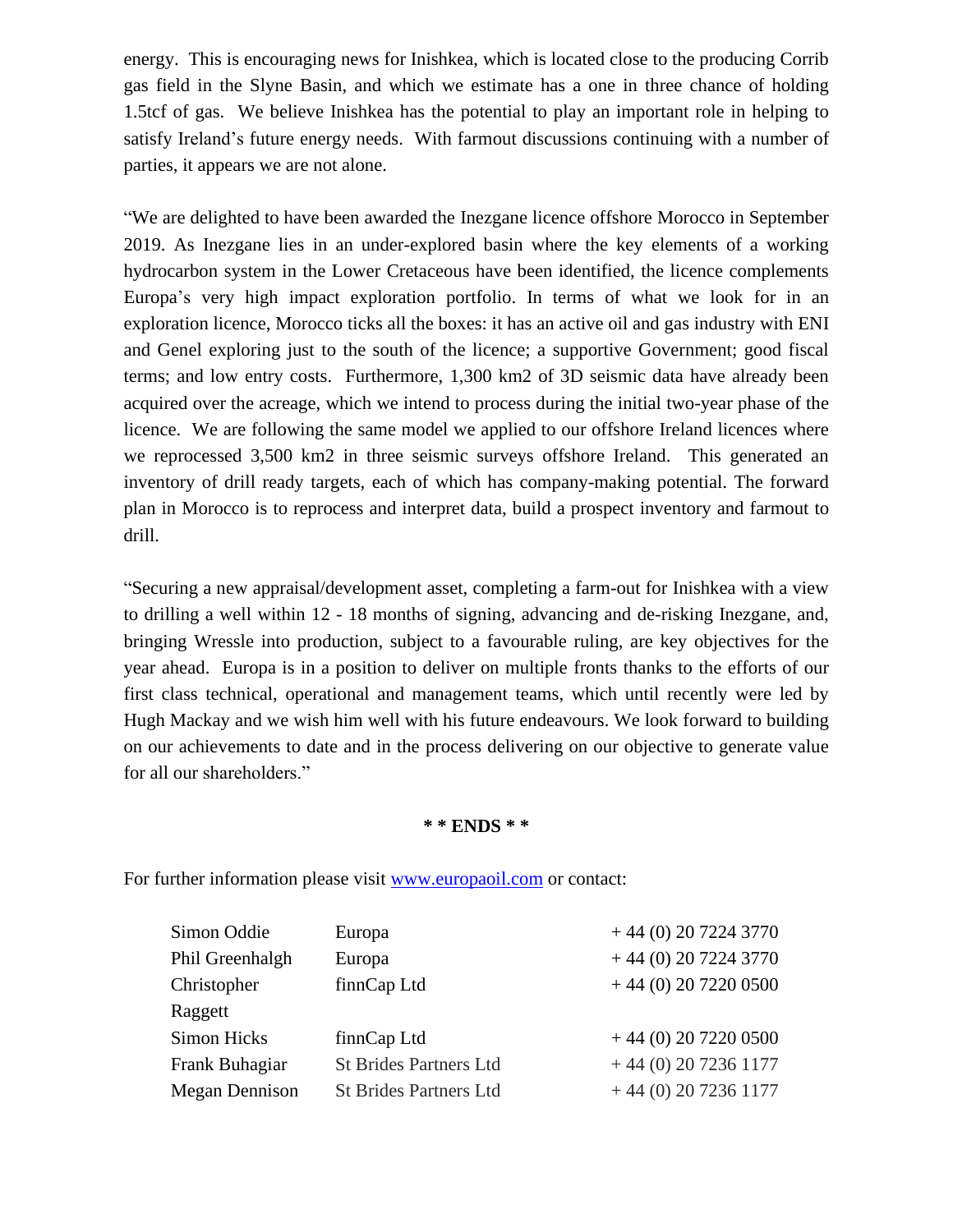energy. This is encouraging news for Inishkea, which is located close to the producing Corrib gas field in the Slyne Basin, and which we estimate has a one in three chance of holding 1.5tcf of gas. We believe Inishkea has the potential to play an important role in helping to satisfy Ireland's future energy needs. With farmout discussions continuing with a number of parties, it appears we are not alone.

"We are delighted to have been awarded the Inezgane licence offshore Morocco in September 2019. As Inezgane lies in an under-explored basin where the key elements of a working hydrocarbon system in the Lower Cretaceous have been identified, the licence complements Europa's very high impact exploration portfolio. In terms of what we look for in an exploration licence, Morocco ticks all the boxes: it has an active oil and gas industry with ENI and Genel exploring just to the south of the licence; a supportive Government; good fiscal terms; and low entry costs. Furthermore, 1,300 km2 of 3D seismic data have already been acquired over the acreage, which we intend to process during the initial two-year phase of the licence. We are following the same model we applied to our offshore Ireland licences where we reprocessed 3,500 km2 in three seismic surveys offshore Ireland. This generated an inventory of drill ready targets, each of which has company-making potential. The forward plan in Morocco is to reprocess and interpret data, build a prospect inventory and farmout to drill.

"Securing a new appraisal/development asset, completing a farm-out for Inishkea with a view to drilling a well within 12 - 18 months of signing, advancing and de-risking Inezgane, and, bringing Wressle into production, subject to a favourable ruling, are key objectives for the year ahead. Europa is in a position to deliver on multiple fronts thanks to the efforts of our first class technical, operational and management teams, which until recently were led by Hugh Mackay and we wish him well with his future endeavours. We look forward to building on our achievements to date and in the process delivering on our objective to generate value for all our shareholders."

**\* \* ENDS \* \***

For further information please visit www.europaoil.com or contact:

| | | |
|---|---|---|
| Simon Oddie | Europa | + 44 (0) 20 7224 3770 |
| Phil Greenhalgh | Europa | + 44 (0) 20 7224 3770 |
| Christopher Raggett | finnCap Ltd | + 44 (0) 20 7220 0500 |
| Simon Hicks | finnCap Ltd | + 44 (0) 20 7220 0500 |
| Frank Buhagiar | St Brides Partners Ltd | + 44 (0) 20 7236 1177 |
| Megan Dennison | St Brides Partners Ltd | + 44 (0) 20 7236 1177 |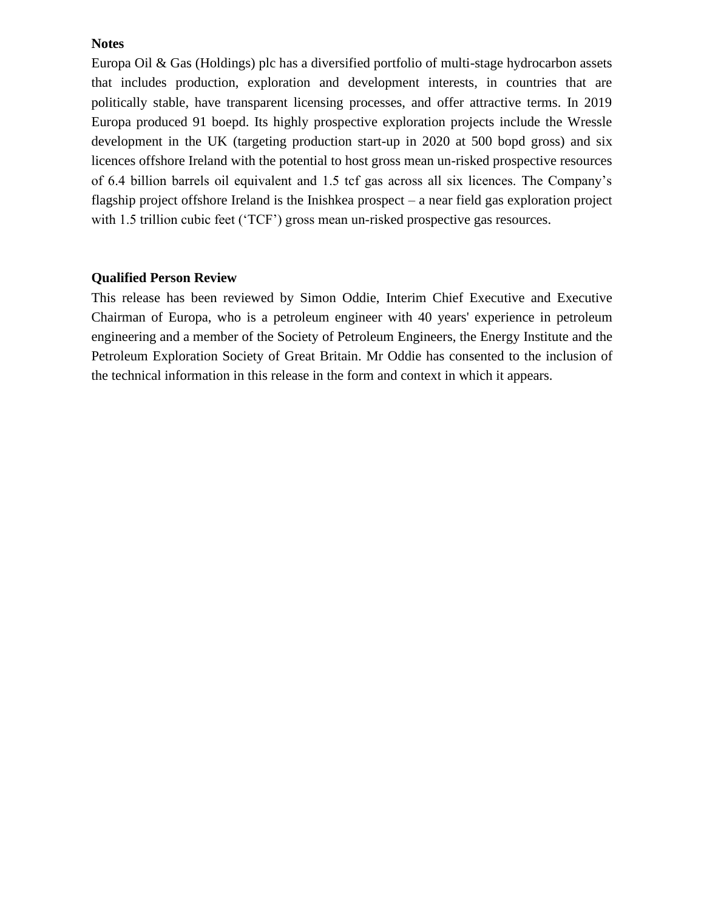**Notes**

Europa Oil & Gas (Holdings) plc has a diversified portfolio of multi-stage hydrocarbon assets that includes production, exploration and development interests, in countries that are politically stable, have transparent licensing processes, and offer attractive terms. In 2019 Europa produced 91 boepd. Its highly prospective exploration projects include the Wressle development in the UK (targeting production start-up in 2020 at 500 bopd gross) and six licences offshore Ireland with the potential to host gross mean un-risked prospective resources of 6.4 billion barrels oil equivalent and 1.5 tcf gas across all six licences. The Company's flagship project offshore Ireland is the Inishkea prospect – a near field gas exploration project with 1.5 trillion cubic feet ('TCF') gross mean un-risked prospective gas resources.

**Qualified Person Review**

This release has been reviewed by Simon Oddie, Interim Chief Executive and Executive Chairman of Europa, who is a petroleum engineer with 40 years' experience in petroleum engineering and a member of the Society of Petroleum Engineers, the Energy Institute and the Petroleum Exploration Society of Great Britain. Mr Oddie has consented to the inclusion of the technical information in this release in the form and context in which it appears.